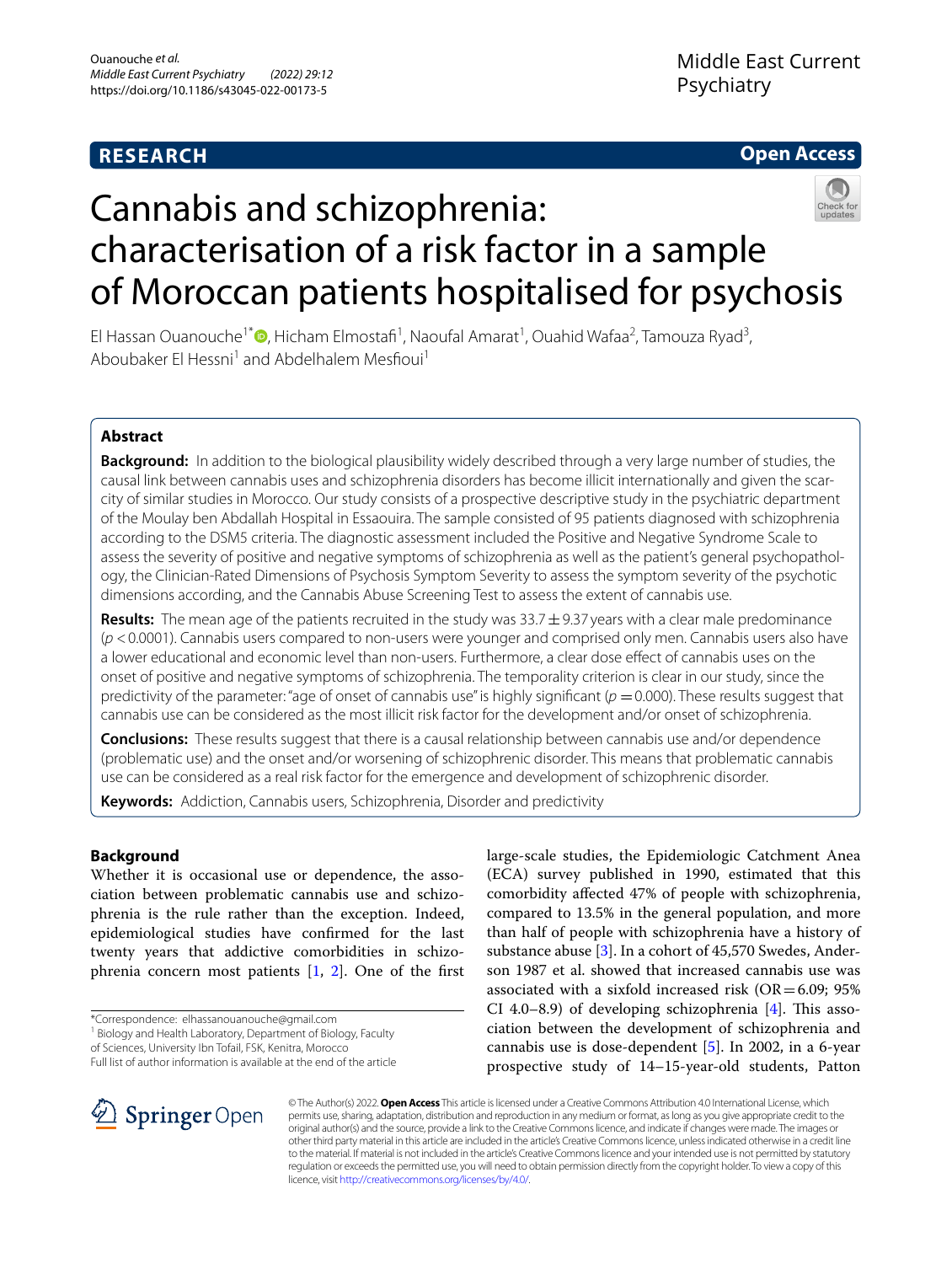**RESEARCH** **Open Access**

# Cannabis and schizophrenia: characterisation of a risk factor in a sample of Moroccan patients hospitalised for psychosis

El Hassan Ouanouche[1*], Hicham Elmostafi[1], Naoufal Amarat[1], Ouahid Wafaa[2], Tamouza Ryad[3], Aboubaker El Hessni[1] and Abdelhalem Mesfioui[1]

## Abstract

**Background:** In addition to the biological plausibility widely described through a very large number of studies, the causal link between cannabis uses and schizophrenia disorders has become illicit internationally and given the scarcity of similar studies in Morocco. Our study consists of a prospective descriptive study in the psychiatric department of the Moulay ben Abdallah Hospital in Essaouira. The sample consisted of 95 patients diagnosed with schizophrenia according to the DSM5 criteria. The diagnostic assessment included the Positive and Negative Syndrome Scale to assess the severity of positive and negative symptoms of schizophrenia as well as the patient's general psychopathology, the Clinician-Rated Dimensions of Psychosis Symptom Severity to assess the symptom severity of the psychotic dimensions according, and the Cannabis Abuse Screening Test to assess the extent of cannabis use.

**Results:** The mean age of the patients recruited in the study was 33.7 ± 9.37 years with a clear male predominance ($p < 0.0001$). Cannabis users compared to non-users were younger and comprised only men. Cannabis users also have a lower educational and economic level than non-users. Furthermore, a clear dose effect of cannabis uses on the onset of positive and negative symptoms of schizophrenia. The temporality criterion is clear in our study, since the predictivity of the parameter: "age of onset of cannabis use" is highly significant ($p = 0.000$). These results suggest that cannabis use can be considered as the most illicit risk factor for the development and/or onset of schizophrenia.

**Conclusions:** These results suggest that there is a causal relationship between cannabis use and/or dependence (problematic use) and the onset and/or worsening of schizophrenic disorder. This means that problematic cannabis use can be considered as a real risk factor for the emergence and development of schizophrenic disorder.

**Keywords:** Addiction, Cannabis users, Schizophrenia, Disorder and predictivity

## Background

Whether it is occasional use or dependence, the association between problematic cannabis use and schizophrenia is the rule rather than the exception. Indeed, epidemiological studies have confirmed for the last twenty years that addictive comorbidities in schizophrenia concern most patients [1, 2]. One of the first large-scale studies, the Epidemiologic Catchment Anea (ECA) survey published in 1990, estimated that this comorbidity affected 47% of people with schizophrenia, compared to 13.5% in the general population, and more than half of people with schizophrenia have a history of substance abuse [3]. In a cohort of 45,570 Swedes, Anderson 1987 et al. showed that increased cannabis use was associated with a sixfold increased risk (OR = 6.09; 95% CI 4.0–8.9) of developing schizophrenia [4]. This association between the development of schizophrenia and cannabis use is dose-dependent [5]. In 2002, in a 6-year prospective study of 14–15-year-old students, Patton

*Correspondence: elhassanouanouche@gmail.com
[1] Biology and Health Laboratory, Department of Biology, Faculty of Sciences, University Ibn Tofail, FSK, Kenitra, Morocco
Full list of author information is available at the end of the article

© The Author(s) 2022. **Open Access** This article is licensed under a Creative Commons Attribution 4.0 International License, which permits use, sharing, adaptation, distribution and reproduction in any medium or format, as long as you give appropriate credit to the original author(s) and the source, provide a link to the Creative Commons licence, and indicate if changes were made. The images or other third party material in this article are included in the article's Creative Commons licence, unless indicated otherwise in a credit line to the material. If material is not included in the article's Creative Commons licence and your intended use is not permitted by statutory regulation or exceeds the permitted use, you will need to obtain permission directly from the copyright holder. To view a copy of this licence, visit http://creativecommons.org/licenses/by/4.0/.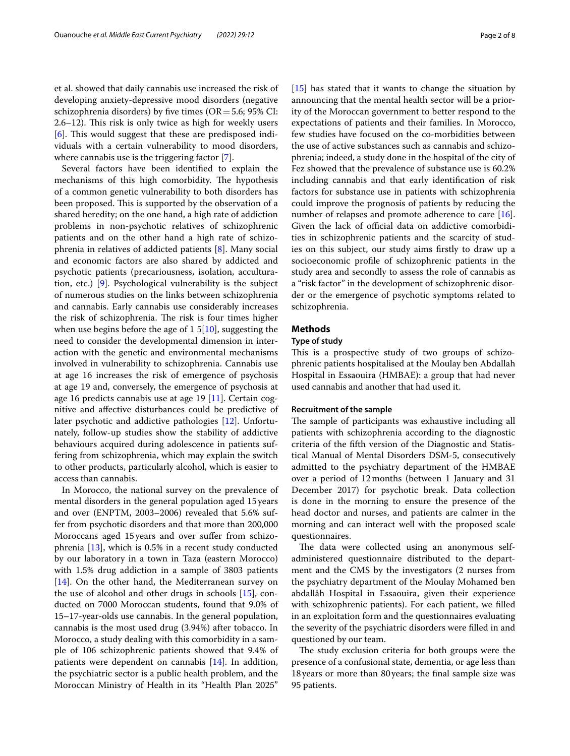et al. showed that daily cannabis use increased the risk of developing anxiety-depressive mood disorders (negative schizophrenia disorders) by five times (OR = 5.6; 95% CI: 2.6–12). This risk is only twice as high for weekly users [6]. This would suggest that these are predisposed individuals with a certain vulnerability to mood disorders, where cannabis use is the triggering factor [7].

Several factors have been identified to explain the mechanisms of this high comorbidity. The hypothesis of a common genetic vulnerability to both disorders has been proposed. This is supported by the observation of a shared heredity; on the one hand, a high rate of addiction problems in non-psychotic relatives of schizophrenic patients and on the other hand a high rate of schizophrenia in relatives of addicted patients [8]. Many social and economic factors are also shared by addicted and psychotic patients (precariousness, isolation, acculturation, etc.) [9]. Psychological vulnerability is the subject of numerous studies on the links between schizophrenia and cannabis. Early cannabis use considerably increases the risk of schizophrenia. The risk is four times higher when use begins before the age of 1 5[10], suggesting the need to consider the developmental dimension in interaction with the genetic and environmental mechanisms involved in vulnerability to schizophrenia. Cannabis use at age 16 increases the risk of emergence of psychosis at age 19 and, conversely, the emergence of psychosis at age 16 predicts cannabis use at age 19 [11]. Certain cognitive and affective disturbances could be predictive of later psychotic and addictive pathologies [12]. Unfortunately, follow-up studies show the stability of addictive behaviours acquired during adolescence in patients suffering from schizophrenia, which may explain the switch to other products, particularly alcohol, which is easier to access than cannabis.

In Morocco, the national survey on the prevalence of mental disorders in the general population aged 15 years and over (ENPTM, 2003–2006) revealed that 5.6% suffer from psychotic disorders and that more than 200,000 Moroccans aged 15 years and over suffer from schizophrenia [13], which is 0.5% in a recent study conducted by our laboratory in a town in Taza (eastern Morocco) with 1.5% drug addiction in a sample of 3803 patients [14]. On the other hand, the Mediterranean survey on the use of alcohol and other drugs in schools [15], conducted on 7000 Moroccan students, found that 9.0% of 15–17-year-olds use cannabis. In the general population, cannabis is the most used drug (3.94%) after tobacco. In Morocco, a study dealing with this comorbidity in a sample of 106 schizophrenic patients showed that 9.4% of patients were dependent on cannabis [14]. In addition, the psychiatric sector is a public health problem, and the Moroccan Ministry of Health in its "Health Plan 2025" [15] has stated that it wants to change the situation by announcing that the mental health sector will be a priority of the Moroccan government to better respond to the expectations of patients and their families. In Morocco, few studies have focused on the co-morbidities between the use of active substances such as cannabis and schizophrenia; indeed, a study done in the hospital of the city of Fez showed that the prevalence of substance use is 60.2% including cannabis and that early identification of risk factors for substance use in patients with schizophrenia could improve the prognosis of patients by reducing the number of relapses and promote adherence to care [16]. Given the lack of official data on addictive comorbidities in schizophrenic patients and the scarcity of studies on this subject, our study aims firstly to draw up a socioeconomic profile of schizophrenic patients in the study area and secondly to assess the role of cannabis as a "risk factor" in the development of schizophrenic disorder or the emergence of psychotic symptoms related to schizophrenia.

## Methods

### Type of study

This is a prospective study of two groups of schizophrenic patients hospitalised at the Moulay ben Abdallah Hospital in Essaouira (HMBAE): a group that had never used cannabis and another that had used it.

### Recruitment of the sample

The sample of participants was exhaustive including all patients with schizophrenia according to the diagnostic criteria of the fifth version of the Diagnostic and Statistical Manual of Mental Disorders DSM-5, consecutively admitted to the psychiatry department of the HMBAE over a period of 12 months (between 1 January and 31 December 2017) for psychotic break. Data collection is done in the morning to ensure the presence of the head doctor and nurses, and patients are calmer in the morning and can interact well with the proposed scale questionnaires.

The data were collected using an anonymous self-administered questionnaire distributed to the department and the CMS by the investigators (2 nurses from the psychiatry department of the Moulay Mohamed ben abdallâh Hospital in Essaouira, given their experience with schizophrenic patients). For each patient, we filled in an exploitation form and the questionnaires evaluating the severity of the psychiatric disorders were filled in and questioned by our team.

The study exclusion criteria for both groups were the presence of a confusional state, dementia, or age less than 18 years or more than 80 years; the final sample size was 95 patients.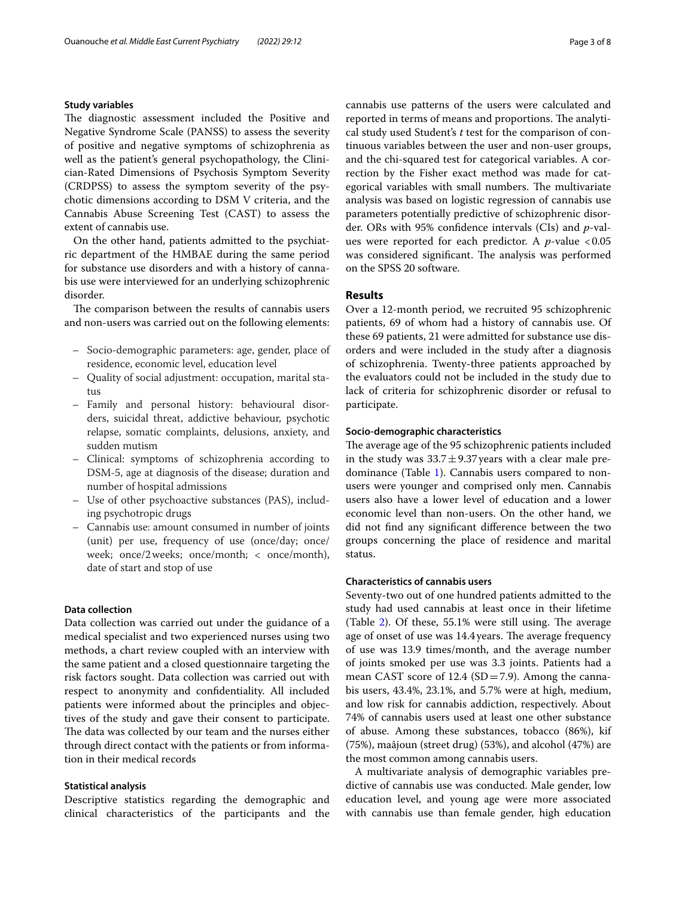### Study variables

The diagnostic assessment included the Positive and Negative Syndrome Scale (PANSS) to assess the severity of positive and negative symptoms of schizophrenia as well as the patient's general psychopathology, the Clinician-Rated Dimensions of Psychosis Symptom Severity (CRDPSS) to assess the symptom severity of the psychotic dimensions according to DSM V criteria, and the Cannabis Abuse Screening Test (CAST) to assess the extent of cannabis use.

On the other hand, patients admitted to the psychiatric department of the HMBAE during the same period for substance use disorders and with a history of cannabis use were interviewed for an underlying schizophrenic disorder.

The comparison between the results of cannabis users and non-users was carried out on the following elements:

- Socio-demographic parameters: age, gender, place of residence, economic level, education level
- Quality of social adjustment: occupation, marital status
- Family and personal history: behavioural disorders, suicidal threat, addictive behaviour, psychotic relapse, somatic complaints, delusions, anxiety, and sudden mutism
- Clinical: symptoms of schizophrenia according to DSM-5, age at diagnosis of the disease; duration and number of hospital admissions
- Use of other psychoactive substances (PAS), including psychotropic drugs
- Cannabis use: amount consumed in number of joints (unit) per use, frequency of use (once/day; once/week; once/2 weeks; once/month; < once/month), date of start and stop of use

### Data collection

Data collection was carried out under the guidance of a medical specialist and two experienced nurses using two methods, a chart review coupled with an interview with the same patient and a closed questionnaire targeting the risk factors sought. Data collection was carried out with respect to anonymity and confidentiality. All included patients were informed about the principles and objectives of the study and gave their consent to participate. The data was collected by our team and the nurses either through direct contact with the patients or from information in their medical records

### Statistical analysis

Descriptive statistics regarding the demographic and clinical characteristics of the participants and the cannabis use patterns of the users were calculated and reported in terms of means and proportions. The analytical study used Student's *t* test for the comparison of continuous variables between the user and non-user groups, and the chi-squared test for categorical variables. A correction by the Fisher exact method was made for categorical variables with small numbers. The multivariate analysis was based on logistic regression of cannabis use parameters potentially predictive of schizophrenic disorder. ORs with 95% confidence intervals (CIs) and *p*-values were reported for each predictor. A $p$-value $< 0.05$ was considered significant. The analysis was performed on the SPSS 20 software.

## Results

Over a 12-month period, we recruited 95 schizophrenic patients, 69 of whom had a history of cannabis use. Of these 69 patients, 21 were admitted for substance use disorders and were included in the study after a diagnosis of schizophrenia. Twenty-three patients approached by the evaluators could not be included in the study due to lack of criteria for schizophrenic disorder or refusal to participate.

### Socio-demographic characteristics

The average age of the 95 schizophrenic patients included in the study was $33.7 \pm 9.37$ years with a clear male predominance (Table 1). Cannabis users compared to non-users were younger and comprised only men. Cannabis users also have a lower level of education and a lower economic level than non-users. On the other hand, we did not find any significant difference between the two groups concerning the place of residence and marital status.

### Characteristics of cannabis users

Seventy-two out of one hundred patients admitted to the study had used cannabis at least once in their lifetime (Table 2). Of these, 55.1% were still using. The average age of onset of use was 14.4 years. The average frequency of use was 13.9 times/month, and the average number of joints smoked per use was 3.3 joints. Patients had a mean CAST score of 12.4 (SD = 7.9). Among the cannabis users, 43.4%, 23.1%, and 5.7% were at high, medium, and low risk for cannabis addiction, respectively. About 74% of cannabis users used at least one other substance of abuse. Among these substances, tobacco (86%), kif (75%), maâjoun (street drug) (53%), and alcohol (47%) are the most common among cannabis users.

A multivariate analysis of demographic variables predictive of cannabis use was conducted. Male gender, low education level, and young age were more associated with cannabis use than female gender, high education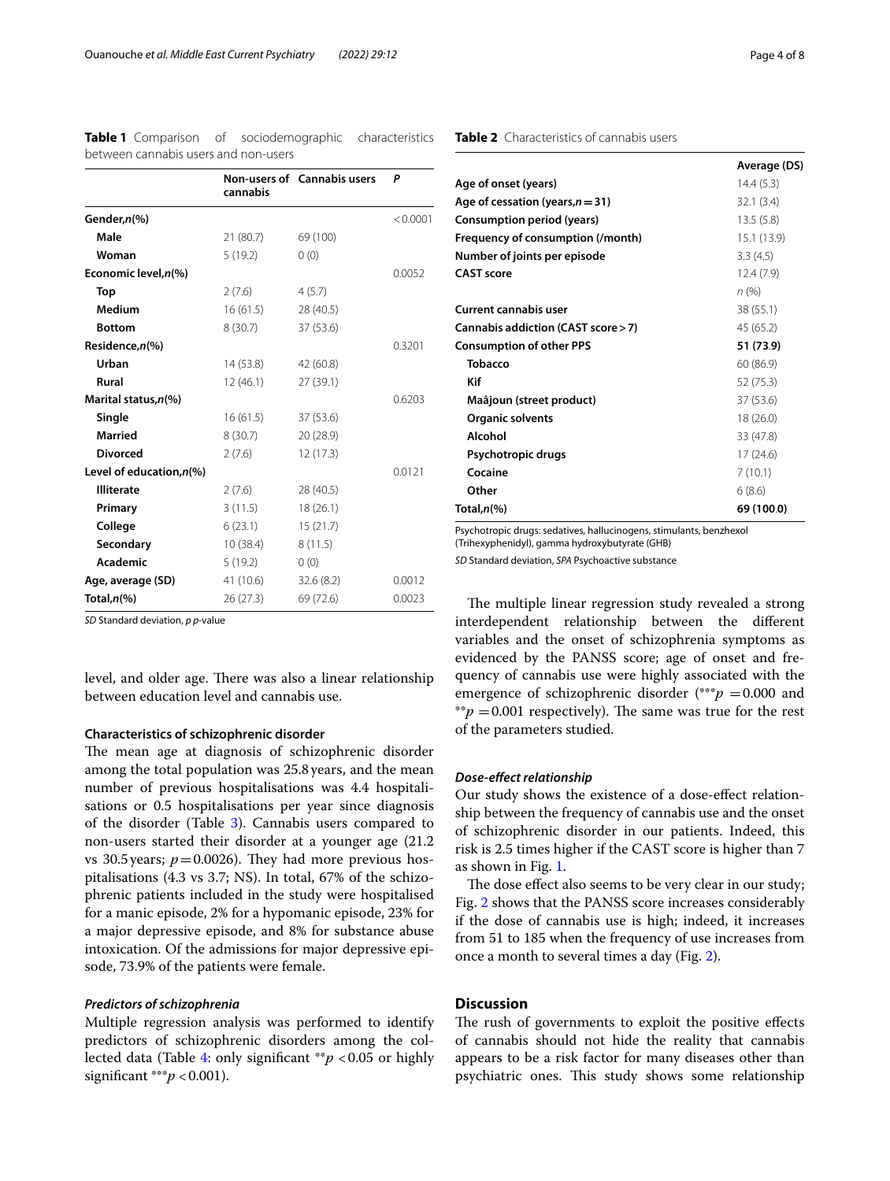**Table 1** Comparison of sociodemographic characteristics between cannabis users and non-users

| | Non-users of cannabis | Cannabis users | P |
|---|---|---|---|
| **Gender,n(%)** | | | <0.0001 |
| **Male** | 21 (80.7) | 69 (100) | |
| **Woman** | 5 (19.2) | 0 (0) | |
| **Economic level,n(%)** | | | 0.0052 |
| **Top** | 2 (7.6) | 4 (5.7) | |
| **Medium** | 16 (61.5) | 28 (40.5) | |
| **Bottom** | 8 (30.7) | 37 (53.6) | |
| **Residence,n(%)** | | | 0.3201 |
| **Urban** | 14 (53.8) | 42 (60.8) | |
| **Rural** | 12 (46.1) | 27 (39.1) | |
| **Marital status,n(%)** | | | 0.6203 |
| **Single** | 16 (61.5) | 37 (53.6) | |
| **Married** | 8 (30.7) | 20 (28.9) | |
| **Divorced** | 2 (7.6) | 12 (17.3) | |
| **Level of education,n(%)** | | | 0.0121 |
| **Illiterate** | 2 (7.6) | 28 (40.5) | |
| **Primary** | 3 (11.5) | 18 (26.1) | |
| **College** | 6 (23.1) | 15 (21.7) | |
| **Secondary** | 10 (38.4) | 8 (11.5) | |
| **Academic** | 5 (19.2) | 0 (0) | |
| **Age, average (SD)** | 41 (10.6) | 32.6 (8.2) | 0.0012 |
| **Total,n(%)** | 26 (27.3) | 69 (72.6) | 0.0023 |

*SD* Standard deviation, *p* *p*-value

level, and older age. There was also a linear relationship between education level and cannabis use.

### Characteristics of schizophrenic disorder

The mean age at diagnosis of schizophrenic disorder among the total population was 25.8 years, and the mean number of previous hospitalisations was 4.4 hospitalisations or 0.5 hospitalisations per year since diagnosis of the disorder (Table 3). Cannabis users compared to non-users started their disorder at a younger age (21.2 vs 30.5 years; $p = 0.0026$). They had more previous hospitalisations (4.3 vs 3.7; NS). In total, 67% of the schizophrenic patients included in the study were hospitalised for a manic episode, 2% for a hypomanic episode, 23% for a major depressive episode, and 8% for substance abuse intoxication. Of the admissions for major depressive episode, 73.9% of the patients were female.

#### *Predictors of schizophrenia*

Multiple regression analysis was performed to identify predictors of schizophrenic disorders among the collected data (Table 4: only significant $^{**}p < 0.05$ or highly significant $^{***}p < 0.001$).

**Table 2** Characteristics of cannabis users

| | Average (DS) |
|---|---|
| **Age of onset (years)** | 14.4 (5.3) |
| **Age of cessation (years,n = 31)** | 32.1 (3.4) |
| **Consumption period (years)** | 13.5 (5.8) |
| **Frequency of consumption (/month)** | 15.1 (13.9) |
| **Number of joints per episode** | 3.3 (4.5) |
| **CAST score** | 12.4 (7.9) |
| | *n* (%) |
| **Current cannabis user** | 38 (55.1) |
| **Cannabis addiction (CAST score > 7)** | 45 (65.2) |
| **Consumption of other PPS** | **51 (73.9)** |
| **Tobacco** | 60 (86.9) |
| **Kif** | 52 (75.3) |
| **Maâjoun (street product)** | 37 (53.6) |
| **Organic solvents** | 18 (26.0) |
| **Alcohol** | 33 (47.8) |
| **Psychotropic drugs** | 17 (24.6) |
| **Cocaine** | 7 (10.1) |
| **Other** | 6 (8.6) |
| **Total,n(%)** | **69 (100.0)** |

Psychotropic drugs: sedatives, hallucinogens, stimulants, benzhexol (Trihexyphenidyl), gamma hydroxybutyrate (GHB)

*SD* Standard deviation, *SPA* Psychoactive substance

The multiple linear regression study revealed a strong interdependent relationship between the different variables and the onset of schizophrenia symptoms as evidenced by the PANSS score; age of onset and frequency of cannabis use were highly associated with the emergence of schizophrenic disorder ($^{***}p = 0.000$ and $^{**}p = 0.001$ respectively). The same was true for the rest of the parameters studied.

#### *Dose-effect relationship*

Our study shows the existence of a dose-effect relationship between the frequency of cannabis use and the onset of schizophrenic disorder in our patients. Indeed, this risk is 2.5 times higher if the CAST score is higher than 7 as shown in Fig. 1.

The dose effect also seems to be very clear in our study; Fig. 2 shows that the PANSS score increases considerably if the dose of cannabis use is high; indeed, it increases from 51 to 185 when the frequency of use increases from once a month to several times a day (Fig. 2).

## Discussion

The rush of governments to exploit the positive effects of cannabis should not hide the reality that cannabis appears to be a risk factor for many diseases other than psychiatric ones. This study shows some relationship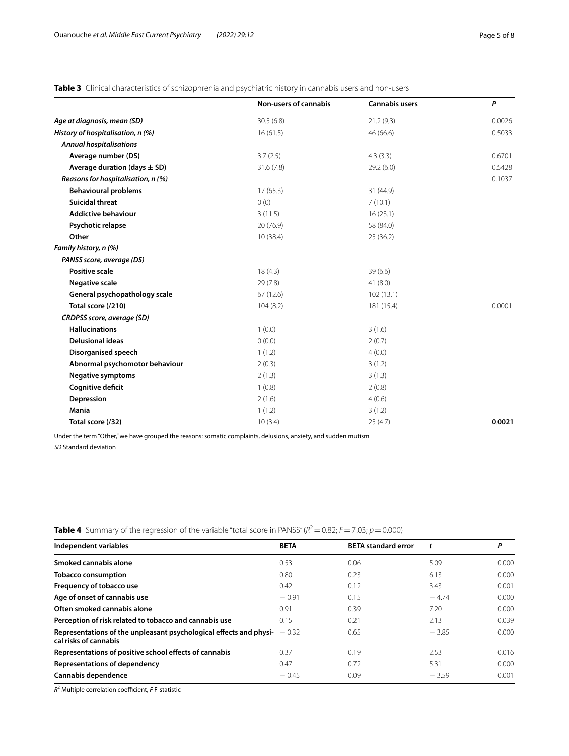**Table 3** Clinical characteristics of schizophrenia and psychiatric history in cannabis users and non-users

| | Non-users of cannabis | Cannabis users | *P* |
|---|---|---|---|
| ***Age at diagnosis, mean (SD)*** | 30.5 (6.8) | 21.2 (9,3) | 0.0026 |
| ***History of hospitalisation, n (%)*** | 16 (61.5) | 46 (66.6) | 0.5033 |
| ***Annual hospitalisations*** | | | |
| **Average number (DS)** | 3.7 (2.5) | 4.3 (3.3) | 0.6701 |
| **Average duration (days ± SD)** | 31.6 (7.8) | 29.2 (6.0) | 0.5428 |
| ***Reasons for hospitalisation, n (%)*** | | | 0.1037 |
| **Behavioural problems** | 17 (65.3) | 31 (44.9) | |
| **Suicidal threat** | 0 (0) | 7 (10.1) | |
| **Addictive behaviour** | 3 (11.5) | 16 (23.1) | |
| **Psychotic relapse** | 20 (76.9) | 58 (84.0) | |
| **Other** | 10 (38.4) | 25 (36.2) | |
| ***Family history, n (%)*** | | | |
| ***PANSS score, average (DS)*** | | | |
| **Positive scale** | 18 (4.3) | 39 (6.6) | |
| **Negative scale** | 29 (7.8) | 41 (8.0) | |
| **General psychopathology scale** | 67 (12.6) | 102 (13.1) | |
| **Total score (/210)** | 104 (8.2) | 181 (15.4) | 0.0001 |
| ***CRDPSS score, average (SD)*** | | | |
| **Hallucinations** | 1 (0.0) | 3 (1.6) | |
| **Delusional ideas** | 0 (0.0) | 2 (0.7) | |
| **Disorganised speech** | 1 (1.2) | 4 (0.0) | |
| **Abnormal psychomotor behaviour** | 2 (0.3) | 3 (1.2) | |
| **Negative symptoms** | 2 (1.3) | 3 (1.3) | |
| **Cognitive deficit** | 1 (0.8) | 2 (0.8) | |
| **Depression** | 2 (1.6) | 4 (0.6) | |
| **Mania** | 1 (1.2) | 3 (1.2) | |
| **Total score (/32)** | 10 (3.4) | 25 (4.7) | **0.0021** |

Under the term "Other," we have grouped the reasons: somatic complaints, delusions, anxiety, and sudden mutism

*SD* Standard deviation

**Table 4** Summary of the regression of the variable "total score in PANSS" ($R^2 = 0.82$; $F = 7.03$; $p = 0.000$)

| Independent variables | BETA | BETA standard error | *t* | *P* |
|---|---|---|---|---|
| **Smoked cannabis alone** | 0.53 | 0.06 | 5.09 | 0.000 |
| **Tobacco consumption** | 0.80 | 0.23 | 6.13 | 0.000 |
| **Frequency of tobacco use** | 0.42 | 0.12 | 3.43 | 0.001 |
| **Age of onset of cannabis use** | − 0.91 | 0.15 | − 4.74 | 0.000 |
| **Often smoked cannabis alone** | 0.91 | 0.39 | 7.20 | 0.000 |
| **Perception of risk related to tobacco and cannabis use** | 0.15 | 0.21 | 2.13 | 0.039 |
| **Representations of the unpleasant psychological effects and physical risks of cannabis** | − 0.32 | 0.65 | − 3.85 | 0.000 |
| **Representations of positive school effects of cannabis** | 0.37 | 0.19 | 2.53 | 0.016 |
| **Representations of dependency** | 0.47 | 0.72 | 5.31 | 0.000 |
| **Cannabis dependence** | − 0.45 | 0.09 | − 3.59 | 0.001 |

$R^2$ Multiple correlation coefficient, *F* F-statistic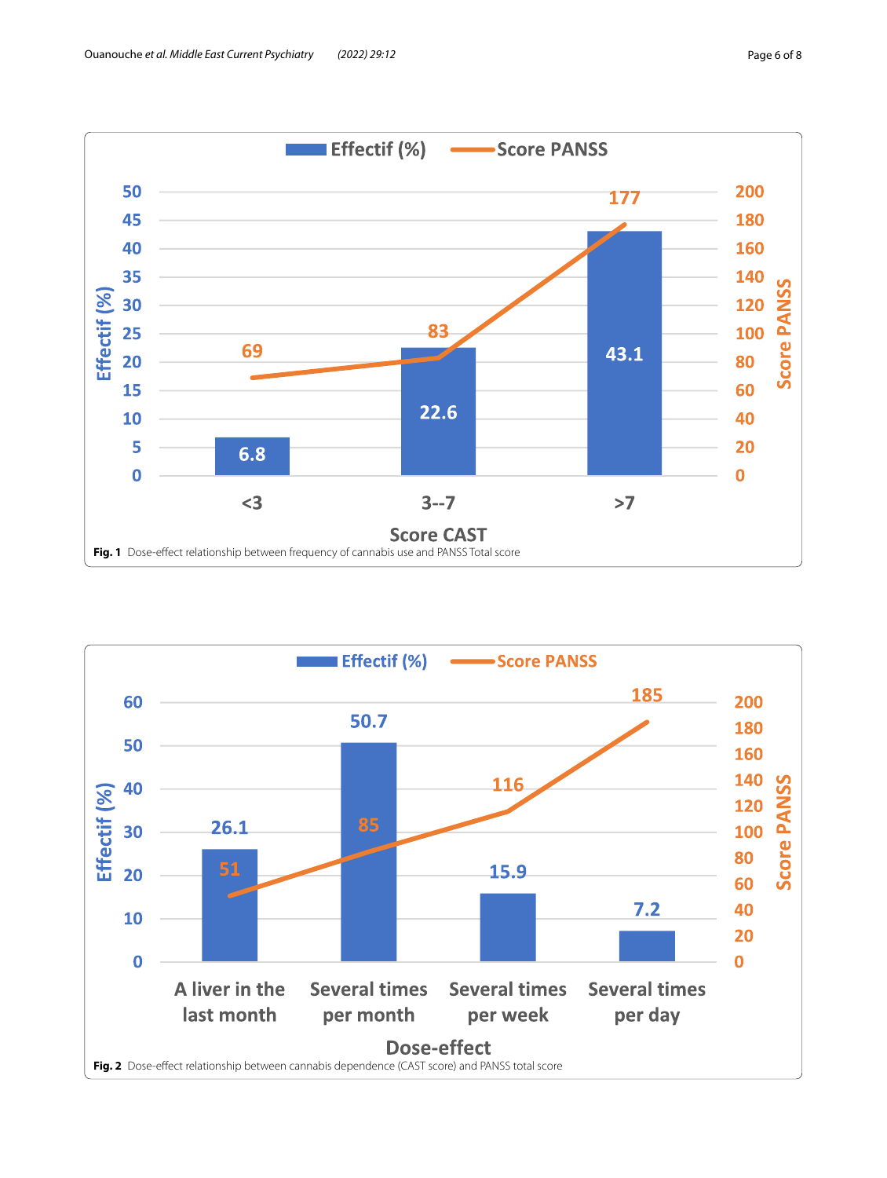Fig. 1 Dose-effect relationship between frequency of cannabis use and PANSS Total score

Fig. 2 Dose-effect relationship between cannabis dependence (CAST score) and PANSS total score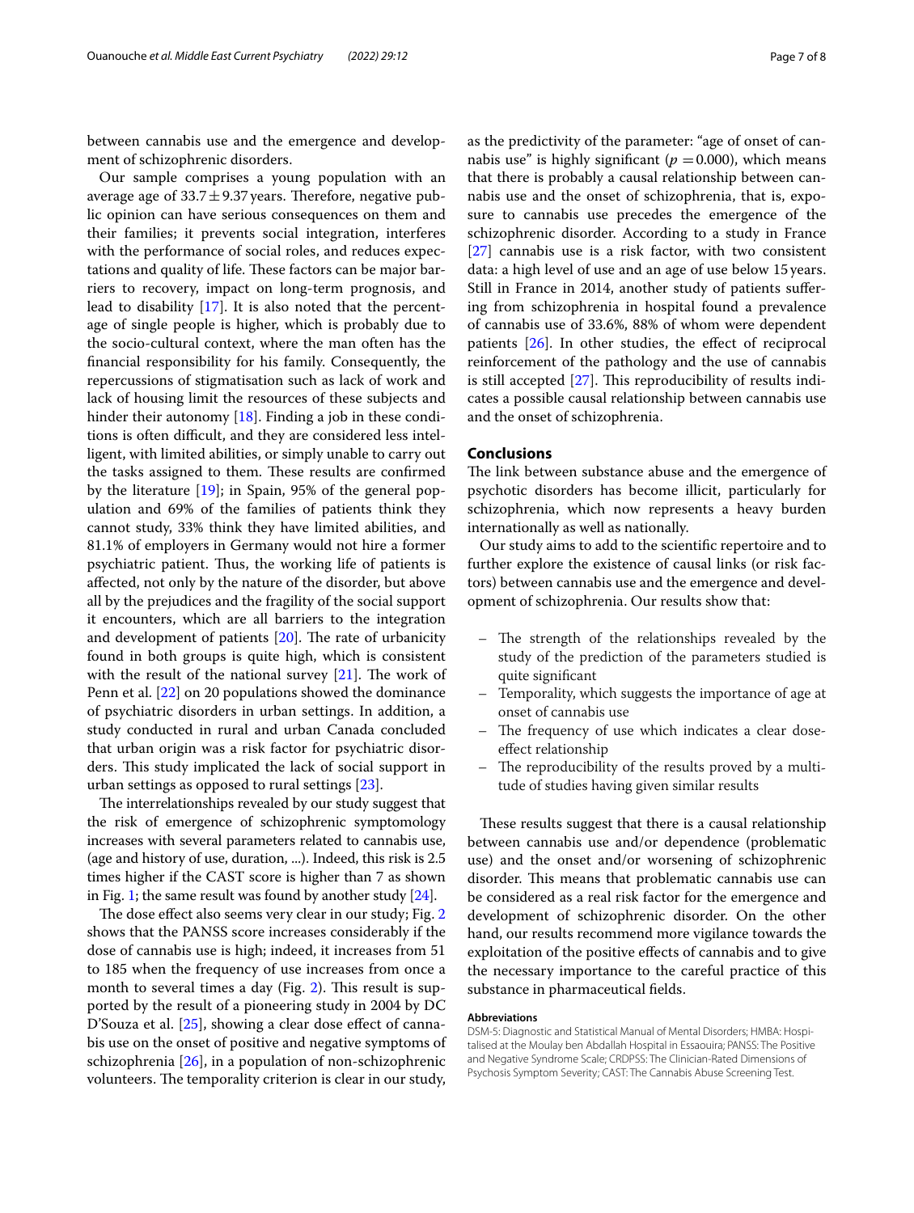between cannabis use and the emergence and development of schizophrenic disorders.

Our sample comprises a young population with an average age of $33.7 \pm 9.37$ years. Therefore, negative public opinion can have serious consequences on them and their families; it prevents social integration, interferes with the performance of social roles, and reduces expectations and quality of life. These factors can be major barriers to recovery, impact on long-term prognosis, and lead to disability [17]. It is also noted that the percentage of single people is higher, which is probably due to the socio-cultural context, where the man often has the financial responsibility for his family. Consequently, the repercussions of stigmatisation such as lack of work and lack of housing limit the resources of these subjects and hinder their autonomy [18]. Finding a job in these conditions is often difficult, and they are considered less intelligent, with limited abilities, or simply unable to carry out the tasks assigned to them. These results are confirmed by the literature [19]; in Spain, 95% of the general population and 69% of the families of patients think they cannot study, 33% think they have limited abilities, and 81.1% of employers in Germany would not hire a former psychiatric patient. Thus, the working life of patients is affected, not only by the nature of the disorder, but above all by the prejudices and the fragility of the social support it encounters, which are all barriers to the integration and development of patients [20]. The rate of urbanicity found in both groups is quite high, which is consistent with the result of the national survey [21]. The work of Penn et al. [22] on 20 populations showed the dominance of psychiatric disorders in urban settings. In addition, a study conducted in rural and urban Canada concluded that urban origin was a risk factor for psychiatric disorders. This study implicated the lack of social support in urban settings as opposed to rural settings [23].

The interrelationships revealed by our study suggest that the risk of emergence of schizophrenic symptomology increases with several parameters related to cannabis use, (age and history of use, duration, ...). Indeed, this risk is 2.5 times higher if the CAST score is higher than 7 as shown in Fig. 1; the same result was found by another study [24].

The dose effect also seems very clear in our study; Fig. 2 shows that the PANSS score increases considerably if the dose of cannabis use is high; indeed, it increases from 51 to 185 when the frequency of use increases from once a month to several times a day (Fig. 2). This result is supported by the result of a pioneering study in 2004 by DC D'Souza et al. [25], showing a clear dose effect of cannabis use on the onset of positive and negative symptoms of schizophrenia [26], in a population of non-schizophrenic volunteers. The temporality criterion is clear in our study, as the predictivity of the parameter: "age of onset of cannabis use" is highly significant ($p = 0.000$), which means that there is probably a causal relationship between cannabis use and the onset of schizophrenia, that is, exposure to cannabis use precedes the emergence of the schizophrenic disorder. According to a study in France [27] cannabis use is a risk factor, with two consistent data: a high level of use and an age of use below 15 years. Still in France in 2014, another study of patients suffering from schizophrenia in hospital found a prevalence of cannabis use of 33.6%, 88% of whom were dependent patients [26]. In other studies, the effect of reciprocal reinforcement of the pathology and the use of cannabis is still accepted [27]. This reproducibility of results indicates a possible causal relationship between cannabis use and the onset of schizophrenia.

## Conclusions

The link between substance abuse and the emergence of psychotic disorders has become illicit, particularly for schizophrenia, which now represents a heavy burden internationally as well as nationally.

Our study aims to add to the scientific repertoire and to further explore the existence of causal links (or risk factors) between cannabis use and the emergence and development of schizophrenia. Our results show that:

- The strength of the relationships revealed by the study of the prediction of the parameters studied is quite significant
- Temporality, which suggests the importance of age at onset of cannabis use
- The frequency of use which indicates a clear dose-effect relationship
- The reproducibility of the results proved by a multitude of studies having given similar results

These results suggest that there is a causal relationship between cannabis use and/or dependence (problematic use) and the onset and/or worsening of schizophrenic disorder. This means that problematic cannabis use can be considered as a real risk factor for the emergence and development of schizophrenic disorder. On the other hand, our results recommend more vigilance towards the exploitation of the positive effects of cannabis and to give the necessary importance to the careful practice of this substance in pharmaceutical fields.

#### Abbreviations

DSM-5: Diagnostic and Statistical Manual of Mental Disorders; HMBA: Hospitalised at the Moulay ben Abdallah Hospital in Essaouira; PANSS: The Positive and Negative Syndrome Scale; CRDPSS: The Clinician-Rated Dimensions of Psychosis Symptom Severity; CAST: The Cannabis Abuse Screening Test.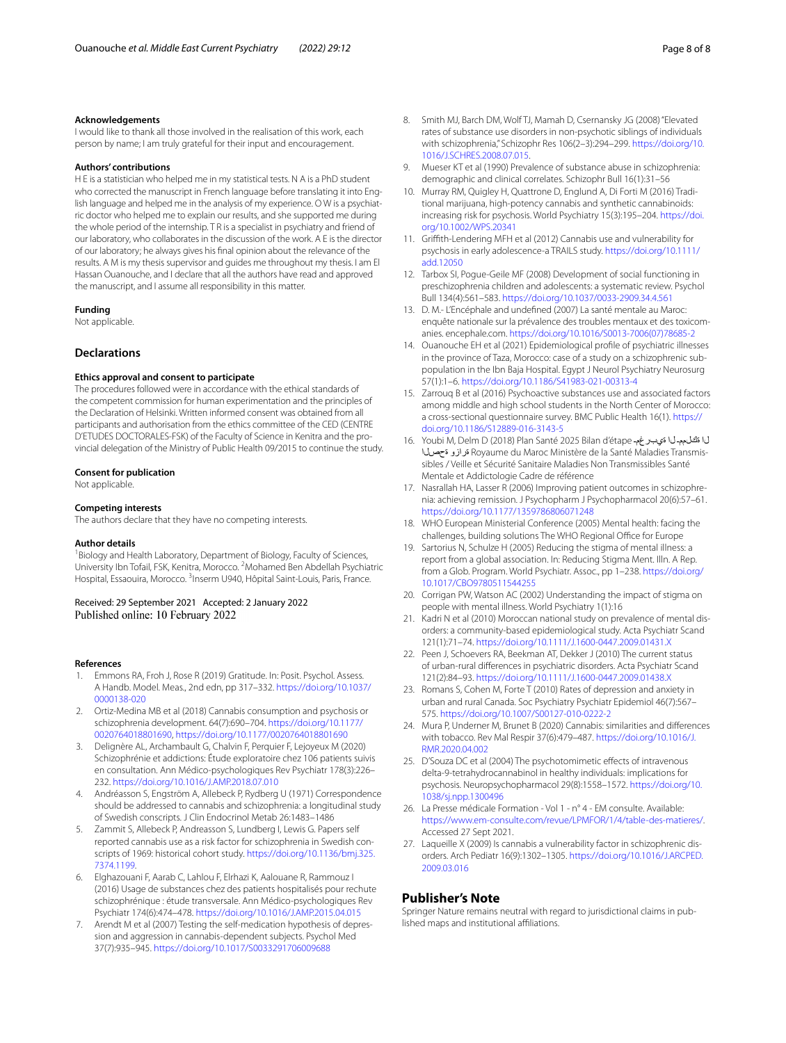#### Acknowledgements

I would like to thank all those involved in the realisation of this work, each person by name; I am truly grateful for their input and encouragement.

#### Authors' contributions

H E is a statistician who helped me in my statistical tests. N A is a PhD student who corrected the manuscript in French language before translating it into English language and helped me in the analysis of my experience. O W is a psychiatric doctor who helped me to explain our results, and she supported me during the whole period of the internship. T R is a specialist in psychiatry and friend of our laboratory, who collaborates in the discussion of the work. A E is the director of our laboratory; he always gives his final opinion about the relevance of the results. A M is my thesis supervisor and guides me throughout my thesis. I am El Hassan Ouanouche, and I declare that all the authors have read and approved the manuscript, and I assume all responsibility in this matter.

#### Funding

Not applicable.

## Declarations

#### Ethics approval and consent to participate

The procedures followed were in accordance with the ethical standards of the competent commission for human experimentation and the principles of the Declaration of Helsinki. Written informed consent was obtained from all participants and authorisation from the ethics committee of the CED (CENTRE D'ETUDES DOCTORALES-FSK) of the Faculty of Science in Kenitra and the provincial delegation of the Ministry of Public Health 09/2015 to continue the study.

#### Consent for publication

Not applicable.

#### Competing interests

The authors declare that they have no competing interests.

#### Author details

[1]Biology and Health Laboratory, Department of Biology, Faculty of Sciences, University Ibn Tofail, FSK, Kenitra, Morocco. [2]Mohamed Ben Abdellah Psychiatric Hospital, Essaouira, Morocco. [3]Inserm U940, Hôpital Saint-Louis, Paris, France.

Received: 29 September 2021 Accepted: 2 January 2022
Published online: 10 February 2022

#### References

1. Emmons RA, Froh J, Rose R (2019) Gratitude. In: Posit. Psychol. Assess. A Handb. Model. Meas., 2nd edn, pp 317–332. https://doi.org/10.1037/0000138-020
2. Ortiz-Medina MB et al (2018) Cannabis consumption and psychosis or schizophrenia development. 64(7):690–704. https://doi.org/10.1177/0020764018801690, https://doi.org/10.1177/0020764018801690
3. Delignère AL, Archambault G, Chalvin F, Perquier F, Lejoyeux M (2020) Schizophrénie et addictions: Étude exploratoire chez 106 patients suivis en consultation. Ann Médico-psychologiques Rev Psychiatr 178(3):226–232. https://doi.org/10.1016/J.AMP.2018.07.010
4. Andréasson S, Engström A, Allebeck P, Rydberg U (1971) Correspondence should be addressed to cannabis and schizophrenia: a longitudinal study of Swedish conscripts. J Clin Endocrinol Metab 26:1483–1486
5. Zammit S, Allebeck P, Andreasson S, Lundberg I, Lewis G. Papers self reported cannabis use as a risk factor for schizophrenia in Swedish conscripts of 1969: historical cohort study. https://doi.org/10.1136/bmj.325.7374.1199.
6. Elghazouani F, Aarab C, Lahlou F, Elrhazi K, Aalouane R, Rammouz I (2016) Usage de substances chez des patients hospitalisés pour rechute schizophrénique : étude transversale. Ann Médico-psychologiques Rev Psychiatr 174(6):474–478. https://doi.org/10.1016/J.AMP.2015.04.015
7. Arendt M et al (2007) Testing the self-medication hypothesis of depression and aggression in cannabis-dependent subjects. Psychol Med 37(7):935–945. https://doi.org/10.1017/S0033291706009688
8. Smith MJ, Barch DM, Wolf TJ, Mamah D, Csernansky JG (2008) "Elevated rates of substance use disorders in non-psychotic siblings of individuals with schizophrenia," Schizophr Res 106(2–3):294–299. https://doi.org/10.1016/J.SCHRES.2008.07.015.
9. Mueser KT et al (1990) Prevalence of substance abuse in schizophrenia: demographic and clinical correlates. Schizophr Bull 16(1):31–56
10. Murray RM, Quigley H, Quattrone D, Englund A, Di Forti M (2016) Traditional marijuana, high-potency cannabis and synthetic cannabinoids: increasing risk for psychosis. World Psychiatry 15(3):195–204. https://doi.org/10.1002/WPS.20341
11. Griffith-Lendering MFH et al (2012) Cannabis use and vulnerability for psychosis in early adolescence-a TRAILS study. https://doi.org/10.1111/add.12050
12. Tarbox SI, Pogue-Geile MF (2008) Development of social functioning in preschizophrenia children and adolescents: a systematic review. Psychol Bull 134(4):561–583. https://doi.org/10.1037/0033-2909.34.4.561
13. D. M.- L'Encéphale and undefined (2007) La santé mentale au Maroc: enquête nationale sur la prévalence des troubles mentaux et des toxicomanies. encephale.com. https://doi.org/10.1016/S0013-7006(07)78685-2
14. Ouanouche EH et al (2021) Epidemiological profile of psychiatric illnesses in the province of Taza, Morocco: case of a study on a schizophrenic subpopulation in the Ibn Baja Hospital. Egypt J Neurol Psychiatry Neurosurg 57(1):1–6. https://doi.org/10.1186/S41983-021-00313-4
15. Zarrouq B et al (2016) Psychoactive substances use and associated factors among middle and high school students in the North Center of Morocco: a cross-sectional questionnaire survey. BMC Public Health 16(1). https://doi.org/10.1186/S12889-016-3143-5
16. Youbi M, Delm D (2018) Plan Santé 2025 Bilan d'étape المملكة المغربية وزارة الصحة Royaume du Maroc Ministère de la Santé Maladies Transmissibles / Veille et Sécurité Sanitaire Maladies Non Transmissibles Santé Mentale et Addictologie Cadre de référence
17. Nasrallah HA, Lasser R (2006) Improving patient outcomes in schizophrenia: achieving remission. J Psychopharm J Psychopharmacol 20(6):57–61. https://doi.org/10.1177/1359786806071248
18. WHO European Ministerial Conference (2005) Mental health: facing the challenges, building solutions The WHO Regional Office for Europe
19. Sartorius N, Schulze H (2005) Reducing the stigma of mental illness: a report from a global association. In: Reducing Stigma Ment. Illn. A Rep. from a Glob. Program. World Psychiatr. Assoc., pp 1–238. https://doi.org/10.1017/CBO9780511544255
20. Corrigan PW, Watson AC (2002) Understanding the impact of stigma on people with mental illness. World Psychiatry 1(1):16
21. Kadri N et al (2010) Moroccan national study on prevalence of mental disorders: a community-based epidemiological study. Acta Psychiatr Scand 121(1):71–74. https://doi.org/10.1111/J.1600-0447.2009.01431.X
22. Peen J, Schoevers RA, Beekman AT, Dekker J (2010) The current status of urban-rural differences in psychiatric disorders. Acta Psychiatr Scand 121(2):84–93. https://doi.org/10.1111/J.1600-0447.2009.01438.X
23. Romans S, Cohen M, Forte T (2010) Rates of depression and anxiety in urban and rural Canada. Soc Psychiatry Psychiatr Epidemiol 46(7):567–575. https://doi.org/10.1007/S00127-010-0222-2
24. Mura P, Underner M, Brunet B (2020) Cannabis: similarities and differences with tobacco. Rev Mal Respir 37(6):479–487. https://doi.org/10.1016/J.RMR.2020.04.002
25. D'Souza DC et al (2004) The psychotomimetic effects of intravenous delta-9-tetrahydrocannabinol in healthy individuals: implications for psychosis. Neuropsychopharmacol 29(8):1558–1572. https://doi.org/10.1038/sj.npp.1300496
26. La Presse médicale Formation - Vol 1 - n° 4 - EM consulte. Available: https://www.em-consulte.com/revue/LPMFOR/1/4/table-des-matieres/. Accessed 27 Sept 2021.
27. Laqueille X (2009) Is cannabis a vulnerability factor in schizophrenic disorders. Arch Pediatr 16(9):1302–1305. https://doi.org/10.1016/J.ARCPED.2009.03.016

## Publisher's Note

Springer Nature remains neutral with regard to jurisdictional claims in published maps and institutional affiliations.